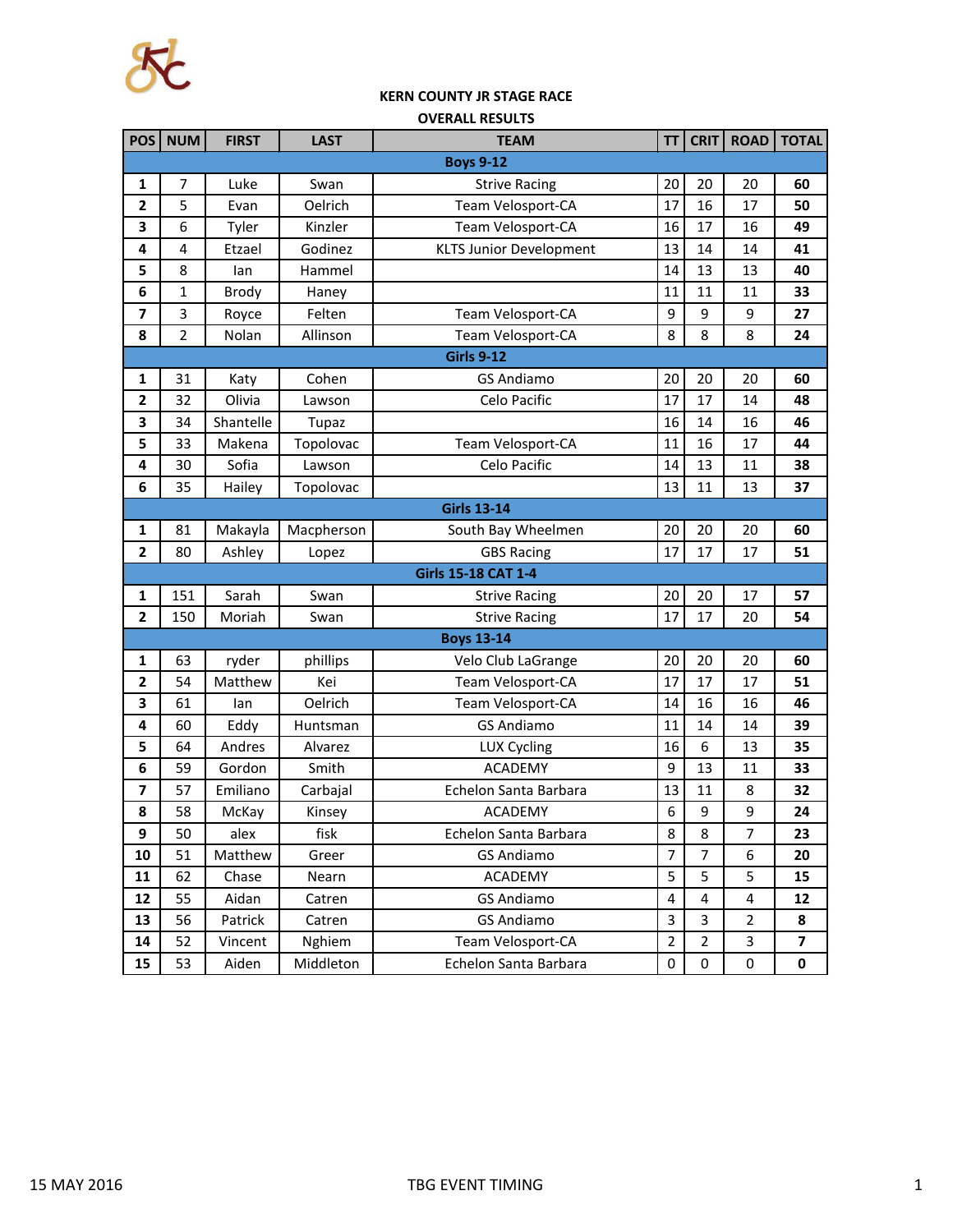# KERN COUNTY JR STAGE RACE

## OVERALL RESULTS

| POS | NUM | FIRST | LAST | TEAM | TT | CRIT | ROAD | TOTAL |
|---|---|---|---|---|---|---|---|---|
| **Boys 9-12** | | | | | | | | |
| **1** | 7 | Luke | Swan | Strive Racing | 20 | 20 | 20 | **60** |
| **2** | 5 | Evan | Oelrich | Team Velosport-CA | 17 | 16 | 17 | **50** |
| **3** | 6 | Tyler | Kinzler | Team Velosport-CA | 16 | 17 | 16 | **49** |
| **4** | 4 | Etzael | Godinez | KLTS Junior Development | 13 | 14 | 14 | **41** |
| **5** | 8 | Ian | Hammel | | 14 | 13 | 13 | **40** |
| **6** | 1 | Brody | Haney | | 11 | 11 | 11 | **33** |
| **7** | 3 | Royce | Felten | Team Velosport-CA | 9 | 9 | 9 | **27** |
| **8** | 2 | Nolan | Allinson | Team Velosport-CA | 8 | 8 | 8 | **24** |
| **Girls 9-12** | | | | | | | | |
| **1** | 31 | Katy | Cohen | GS Andiamo | 20 | 20 | 20 | **60** |
| **2** | 32 | Olivia | Lawson | Celo Pacific | 17 | 17 | 14 | **48** |
| **3** | 34 | Shantelle | Tupaz | | 16 | 14 | 16 | **46** |
| **5** | 33 | Makena | Topolovac | Team Velosport-CA | 11 | 16 | 17 | **44** |
| **4** | 30 | Sofia | Lawson | Celo Pacific | 14 | 13 | 11 | **38** |
| **6** | 35 | Hailey | Topolovac | | 13 | 11 | 13 | **37** |
| **Girls 13-14** | | | | | | | | |
| **1** | 81 | Makayla | Macpherson | South Bay Wheelmen | 20 | 20 | 20 | **60** |
| **2** | 80 | Ashley | Lopez | GBS Racing | 17 | 17 | 17 | **51** |
| **Girls 15-18 CAT 1-4** | | | | | | | | |
| **1** | 151 | Sarah | Swan | Strive Racing | 20 | 20 | 17 | **57** |
| **2** | 150 | Moriah | Swan | Strive Racing | 17 | 17 | 20 | **54** |
| **Boys 13-14** | | | | | | | | |
| **1** | 63 | ryder | phillips | Velo Club LaGrange | 20 | 20 | 20 | **60** |
| **2** | 54 | Matthew | Kei | Team Velosport-CA | 17 | 17 | 17 | **51** |
| **3** | 61 | Ian | Oelrich | Team Velosport-CA | 14 | 16 | 16 | **46** |
| **4** | 60 | Eddy | Huntsman | GS Andiamo | 11 | 14 | 14 | **39** |
| **5** | 64 | Andres | Alvarez | LUX Cycling | 16 | 6 | 13 | **35** |
| **6** | 59 | Gordon | Smith | ACADEMY | 9 | 13 | 11 | **33** |
| **7** | 57 | Emiliano | Carbajal | Echelon Santa Barbara | 13 | 11 | 8 | **32** |
| **8** | 58 | McKay | Kinsey | ACADEMY | 6 | 9 | 9 | **24** |
| **9** | 50 | alex | fisk | Echelon Santa Barbara | 8 | 8 | 7 | **23** |
| **10** | 51 | Matthew | Greer | GS Andiamo | 7 | 7 | 6 | **20** |
| **11** | 62 | Chase | Nearn | ACADEMY | 5 | 5 | 5 | **15** |
| **12** | 55 | Aidan | Catren | GS Andiamo | 4 | 4 | 4 | **12** |
| **13** | 56 | Patrick | Catren | GS Andiamo | 3 | 3 | 2 | **8** |
| **14** | 52 | Vincent | Nghiem | Team Velosport-CA | 2 | 2 | 3 | **7** |
| **15** | 53 | Aiden | Middleton | Echelon Santa Barbara | 0 | 0 | 0 | **0** |

15 MAY 2016 TBG EVENT TIMING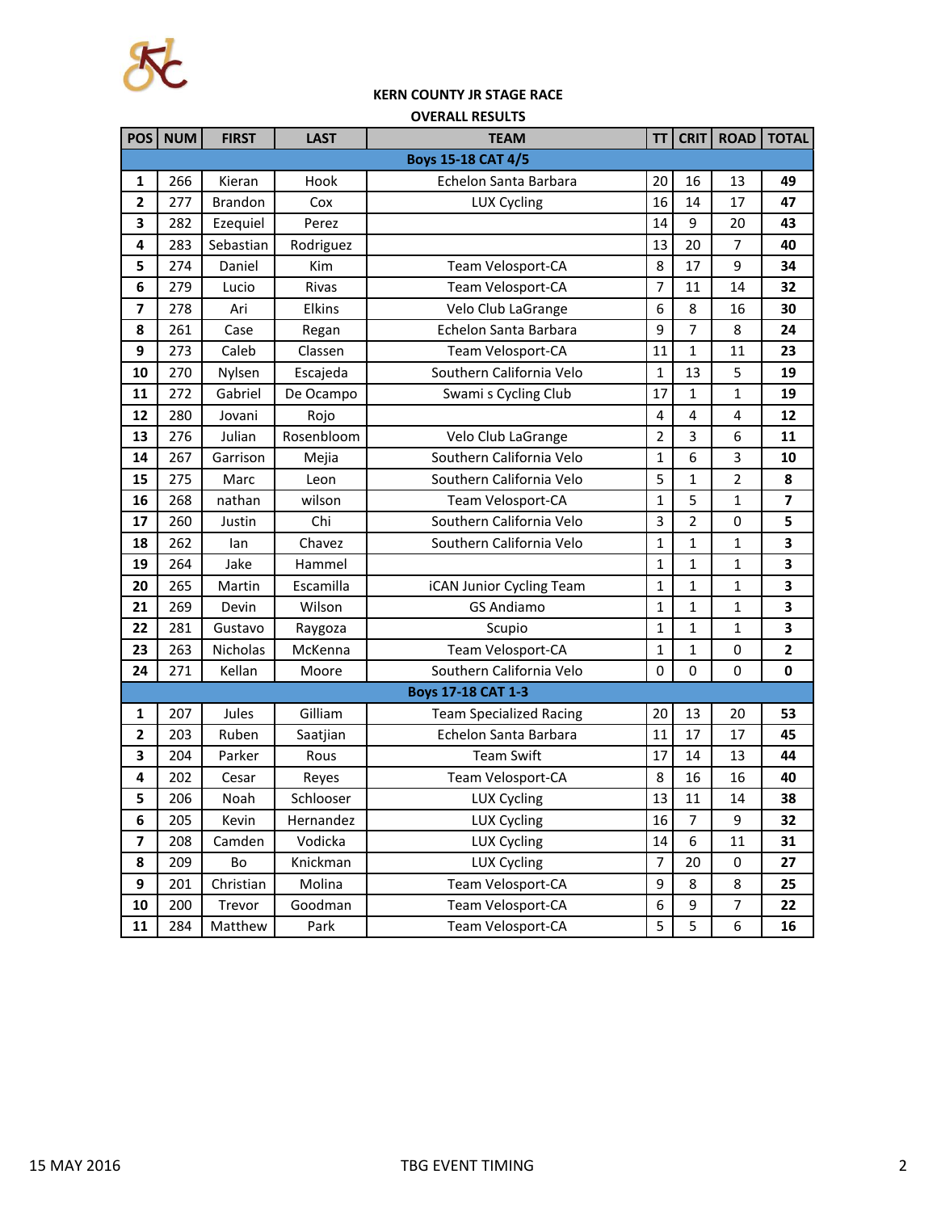**KERN COUNTY JR STAGE RACE**

**OVERALL RESULTS**

| POS | NUM | FIRST | LAST | TEAM | TT | CRIT | ROAD | TOTAL |
|---|---|---|---|---|---|---|---|---|
| **Boys 15-18 CAT 4/5** | | | | | | | | |
| **1** | 266 | Kieran | Hook | Echelon Santa Barbara | 20 | 16 | 13 | **49** |
| **2** | 277 | Brandon | Cox | LUX Cycling | 16 | 14 | 17 | **47** |
| **3** | 282 | Ezequiel | Perez | | 14 | 9 | 20 | **43** |
| **4** | 283 | Sebastian | Rodriguez | | 13 | 20 | 7 | **40** |
| **5** | 274 | Daniel | Kim | Team Velosport-CA | 8 | 17 | 9 | **34** |
| **6** | 279 | Lucio | Rivas | Team Velosport-CA | 7 | 11 | 14 | **32** |
| **7** | 278 | Ari | Elkins | Velo Club LaGrange | 6 | 8 | 16 | **30** |
| **8** | 261 | Case | Regan | Echelon Santa Barbara | 9 | 7 | 8 | **24** |
| **9** | 273 | Caleb | Classen | Team Velosport-CA | 11 | 1 | 11 | **23** |
| **10** | 270 | Nylsen | Escajeda | Southern California Velo | 1 | 13 | 5 | **19** |
| **11** | 272 | Gabriel | De Ocampo | Swami s Cycling Club | 17 | 1 | 1 | **19** |
| **12** | 280 | Jovani | Rojo | | 4 | 4 | 4 | **12** |
| **13** | 276 | Julian | Rosenbloom | Velo Club LaGrange | 2 | 3 | 6 | **11** |
| **14** | 267 | Garrison | Mejia | Southern California Velo | 1 | 6 | 3 | **10** |
| **15** | 275 | Marc | Leon | Southern California Velo | 5 | 1 | 2 | **8** |
| **16** | 268 | nathan | wilson | Team Velosport-CA | 1 | 5 | 1 | **7** |
| **17** | 260 | Justin | Chi | Southern California Velo | 3 | 2 | 0 | **5** |
| **18** | 262 | Ian | Chavez | Southern California Velo | 1 | 1 | 1 | **3** |
| **19** | 264 | Jake | Hammel | | 1 | 1 | 1 | **3** |
| **20** | 265 | Martin | Escamilla | iCAN Junior Cycling Team | 1 | 1 | 1 | **3** |
| **21** | 269 | Devin | Wilson | GS Andiamo | 1 | 1 | 1 | **3** |
| **22** | 281 | Gustavo | Raygoza | Scupio | 1 | 1 | 1 | **3** |
| **23** | 263 | Nicholas | McKenna | Team Velosport-CA | 1 | 1 | 0 | **2** |
| **24** | 271 | Kellan | Moore | Southern California Velo | 0 | 0 | 0 | **0** |
| **Boys 17-18 CAT 1-3** | | | | | | | | |
| **1** | 207 | Jules | Gilliam | Team Specialized Racing | 20 | 13 | 20 | **53** |
| **2** | 203 | Ruben | Saatjian | Echelon Santa Barbara | 11 | 17 | 17 | **45** |
| **3** | 204 | Parker | Rous | Team Swift | 17 | 14 | 13 | **44** |
| **4** | 202 | Cesar | Reyes | Team Velosport-CA | 8 | 16 | 16 | **40** |
| **5** | 206 | Noah | Schlooser | LUX Cycling | 13 | 11 | 14 | **38** |
| **6** | 205 | Kevin | Hernandez | LUX Cycling | 16 | 7 | 9 | **32** |
| **7** | 208 | Camden | Vodicka | LUX Cycling | 14 | 6 | 11 | **31** |
| **8** | 209 | Bo | Knickman | LUX Cycling | 7 | 20 | 0 | **27** |
| **9** | 201 | Christian | Molina | Team Velosport-CA | 9 | 8 | 8 | **25** |
| **10** | 200 | Trevor | Goodman | Team Velosport-CA | 6 | 9 | 7 | **22** |
| **11** | 284 | Matthew | Park | Team Velosport-CA | 5 | 5 | 6 | **16** |

15 MAY 2016 TBG EVENT TIMING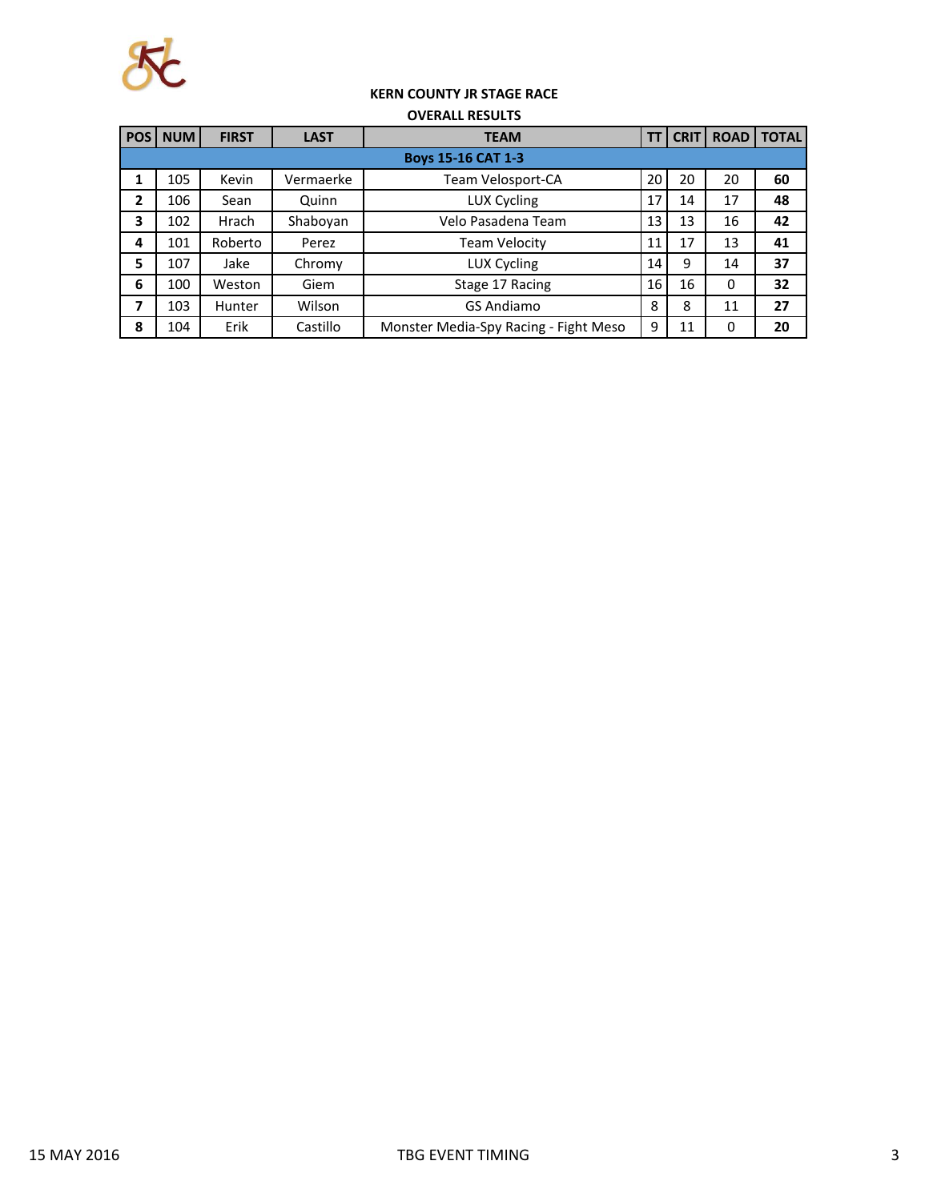**KERN COUNTY JR STAGE RACE**

**OVERALL RESULTS**

| POS | NUM | FIRST | LAST | TEAM | TT | CRIT | ROAD | TOTAL |
|---|---|---|---|---|---|---|---|---|
| **Boys 15-16 CAT 1-3** | | | | | | | | |
| **1** | 105 | Kevin | Vermaerke | Team Velosport-CA | 20 | 20 | 20 | **60** |
| **2** | 106 | Sean | Quinn | LUX Cycling | 17 | 14 | 17 | **48** |
| **3** | 102 | Hrach | Shaboyan | Velo Pasadena Team | 13 | 13 | 16 | **42** |
| **4** | 101 | Roberto | Perez | Team Velocity | 11 | 17 | 13 | **41** |
| **5** | 107 | Jake | Chromy | LUX Cycling | 14 | 9 | 14 | **37** |
| **6** | 100 | Weston | Giem | Stage 17 Racing | 16 | 16 | 0 | **32** |
| **7** | 103 | Hunter | Wilson | GS Andiamo | 8 | 8 | 11 | **27** |
| **8** | 104 | Erik | Castillo | Monster Media-Spy Racing - Fight Meso | 9 | 11 | 0 | **20** |

15 MAY 2016 TBG EVENT TIMING